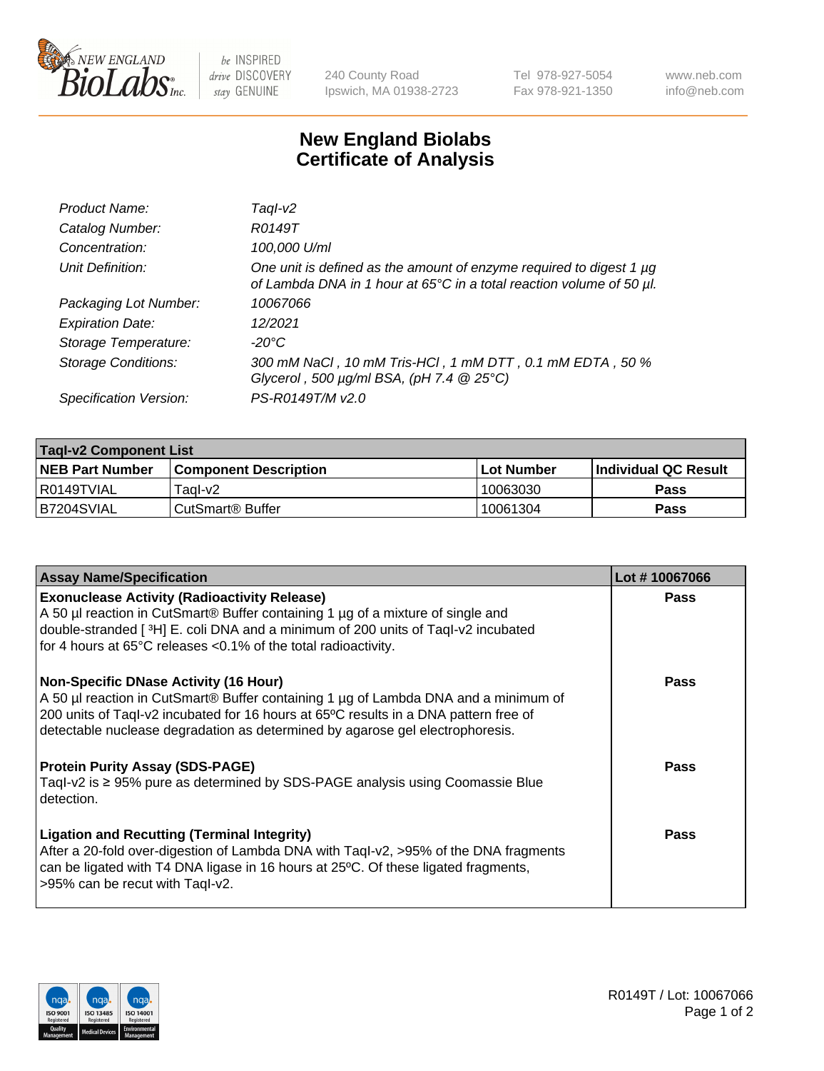# New England Biolabs Certificate of Analysis

| | |
|---|---|
| *Product Name:* | *TaqI-v2* |
| *Catalog Number:* | *R0149T* |
| *Concentration:* | *100,000 U/ml* |
| *Unit Definition:* | *One unit is defined as the amount of enzyme required to digest 1 µg of Lambda DNA in 1 hour at 65°C in a total reaction volume of 50 µl.* |
| *Packaging Lot Number:* | *10067066* |
| *Expiration Date:* | *12/2021* |
| *Storage Temperature:* | *-20°C* |
| *Storage Conditions:* | *300 mM NaCl , 10 mM Tris-HCl , 1 mM DTT , 0.1 mM EDTA , 50 % Glycerol , 500 µg/ml BSA, (pH 7.4 @ 25°C)* |
| *Specification Version:* | *PS-R0149T/M v2.0* |

| TaqI-v2 Component List | | | |
|---|---|---|---|
| **NEB Part Number** | **Component Description** | **Lot Number** | **Individual QC Result** |
| R0149TVIAL | TaqI-v2 | 10063030 | **Pass** |
| B7204SVIAL | CutSmart® Buffer | 10061304 | **Pass** |

| Assay Name/Specification | Lot # 10067066 |
|---|---|
| **Exonuclease Activity (Radioactivity Release)** A 50 µl reaction in CutSmart® Buffer containing 1 µg of a mixture of single and double-stranded [ $^3$H] E. coli DNA and a minimum of 200 units of TaqI-v2 incubated for 4 hours at 65°C releases <0.1% of the total radioactivity. | **Pass** |
| **Non-Specific DNase Activity (16 Hour)** A 50 µl reaction in CutSmart® Buffer containing 1 µg of Lambda DNA and a minimum of 200 units of TaqI-v2 incubated for 16 hours at 65ºC results in a DNA pattern free of detectable nuclease degradation as determined by agarose gel electrophoresis. | **Pass** |
| **Protein Purity Assay (SDS-PAGE)** TaqI-v2 is ≥ 95% pure as determined by SDS-PAGE analysis using Coomassie Blue detection. | **Pass** |
| **Ligation and Recutting (Terminal Integrity)** After a 20-fold over-digestion of Lambda DNA with TaqI-v2, >95% of the DNA fragments can be ligated with T4 DNA ligase in 16 hours at 25ºC. Of these ligated fragments, >95% can be recut with TaqI-v2. | **Pass** |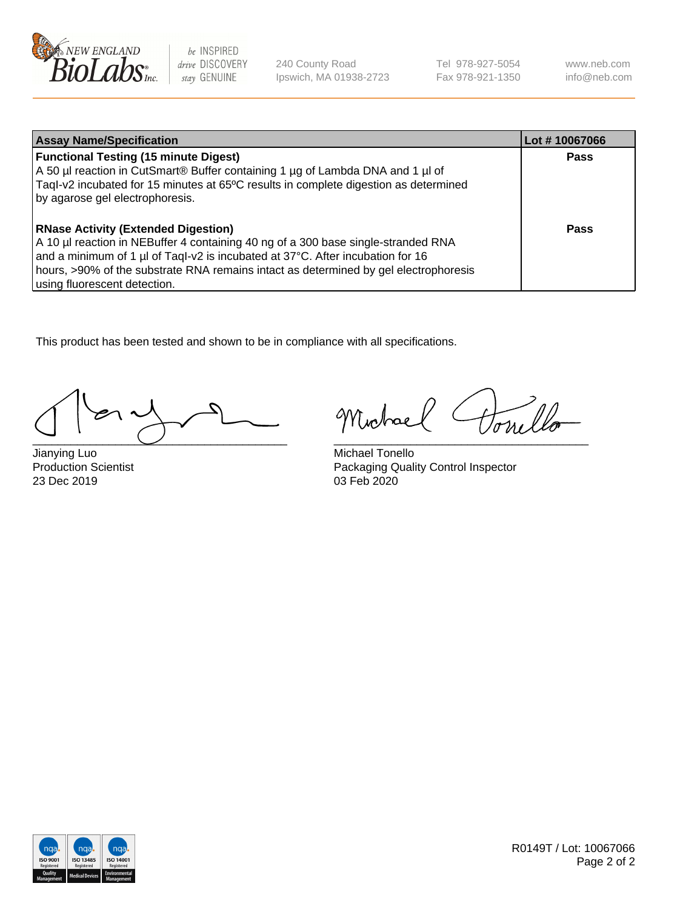| Assay Name/Specification | Lot # 10067066 |
| --- | --- |
| **Functional Testing (15 minute Digest)**<br>A 50 µl reaction in CutSmart® Buffer containing 1 µg of Lambda DNA and 1 µl of TaqI-v2 incubated for 15 minutes at 65ºC results in complete digestion as determined by agarose gel electrophoresis. | **Pass** |
| **RNase Activity (Extended Digestion)**<br>A 10 µl reaction in NEBuffer 4 containing 40 ng of a 300 base single-stranded RNA and a minimum of 1 µl of TaqI-v2 is incubated at 37°C. After incubation for 16 hours, >90% of the substrate RNA remains intact as determined by gel electrophoresis using fluorescent detection. | **Pass** |

This product has been tested and shown to be in compliance with all specifications.

Jianying Luo
Production Scientist
23 Dec 2019

Michael Tonello
Packaging Quality Control Inspector
03 Feb 2020

R0149T / Lot: 10067066